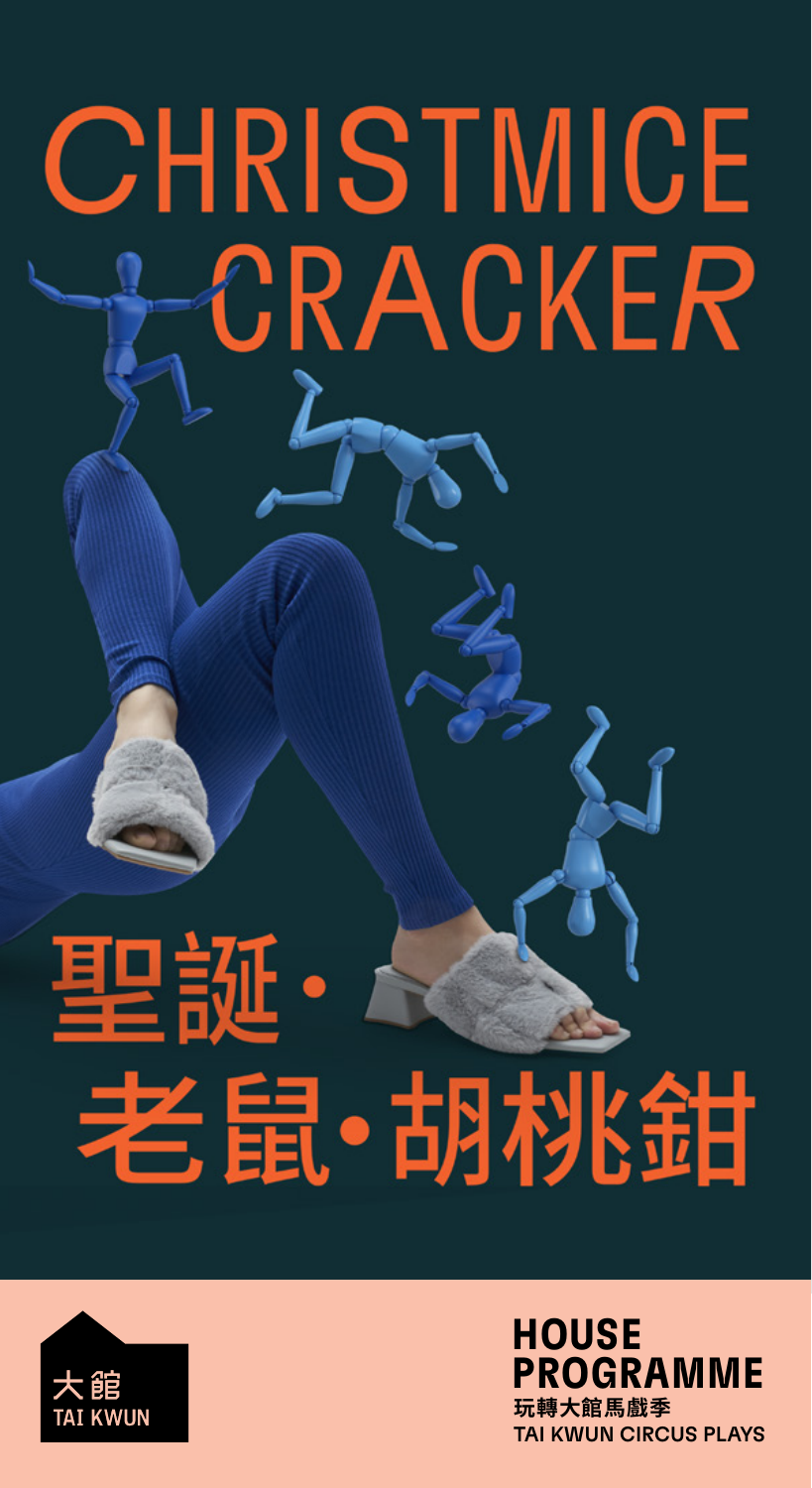# CHRISTMICE CRACKER

# 聖誕·老鼠·胡桃鉗

大館
TAI KWUN

**HOUSE PROGRAMME**

**玩轉大館馬戲季**
**TAI KWUN CIRCUS PLAYS**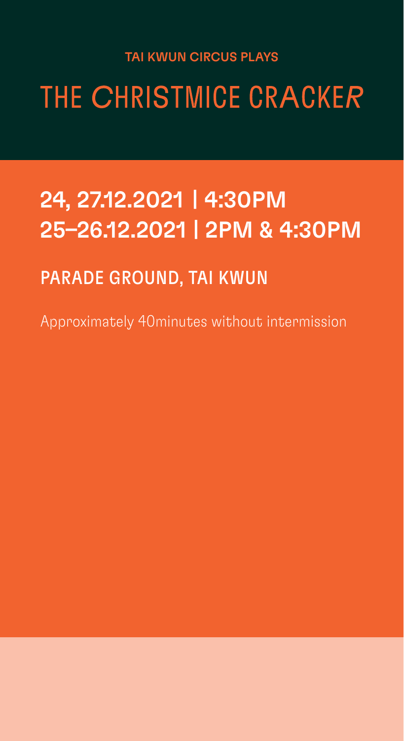TAI KWUN CIRCUS PLAYS

# THE CHRISTMICE CRACKER

## 24, 27.12.2021 | 4:30PM
## 25–26.12.2021 | 2PM & 4:30PM

### PARADE GROUND, TAI KWUN

Approximately 40minutes without intermission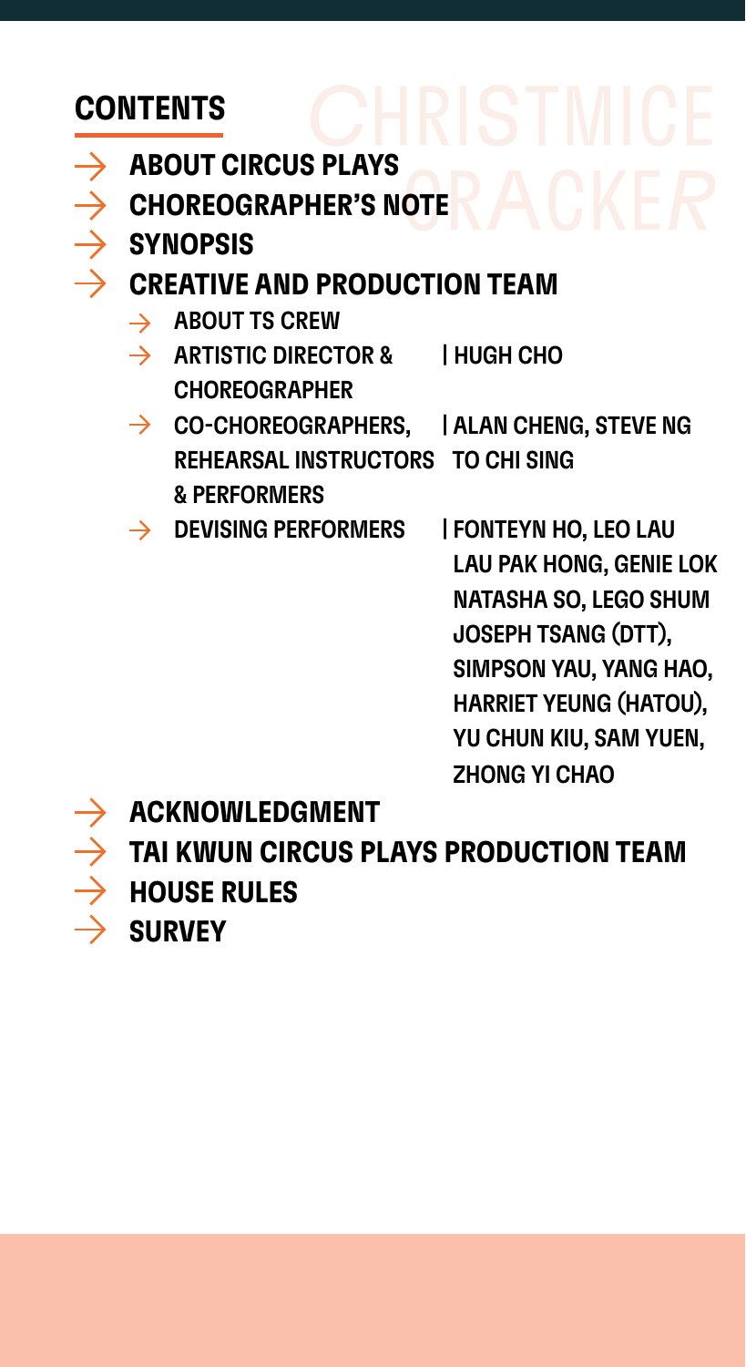## CONTENTS

- ABOUT CIRCUS PLAYS
- CHOREOGRAPHER'S NOTE
- SYNOPSIS
- CREATIVE AND PRODUCTION TEAM
  - ABOUT TS CREW
  - ARTISTIC DIRECTOR & CHOREOGRAPHER | HUGH CHO
  - CO-CHOREOGRAPHERS, REHEARSAL INSTRUCTORS & PERFORMERS | ALAN CHENG, STEVE NG, TO CHI SING
  - DEVISING PERFORMERS | FONTEYN HO, LEO LAU, LAU PAK HONG, GENIE LOK, NATASHA SO, LEGO SHUM, JOSEPH TSANG (DTT), SIMPSON YAU, YANG HAO, HARRIET YEUNG (HATOU), YU CHUN KIU, SAM YUEN, ZHONG YI CHAO
- ACKNOWLEDGMENT
- TAI KWUN CIRCUS PLAYS PRODUCTION TEAM
- HOUSE RULES
- SURVEY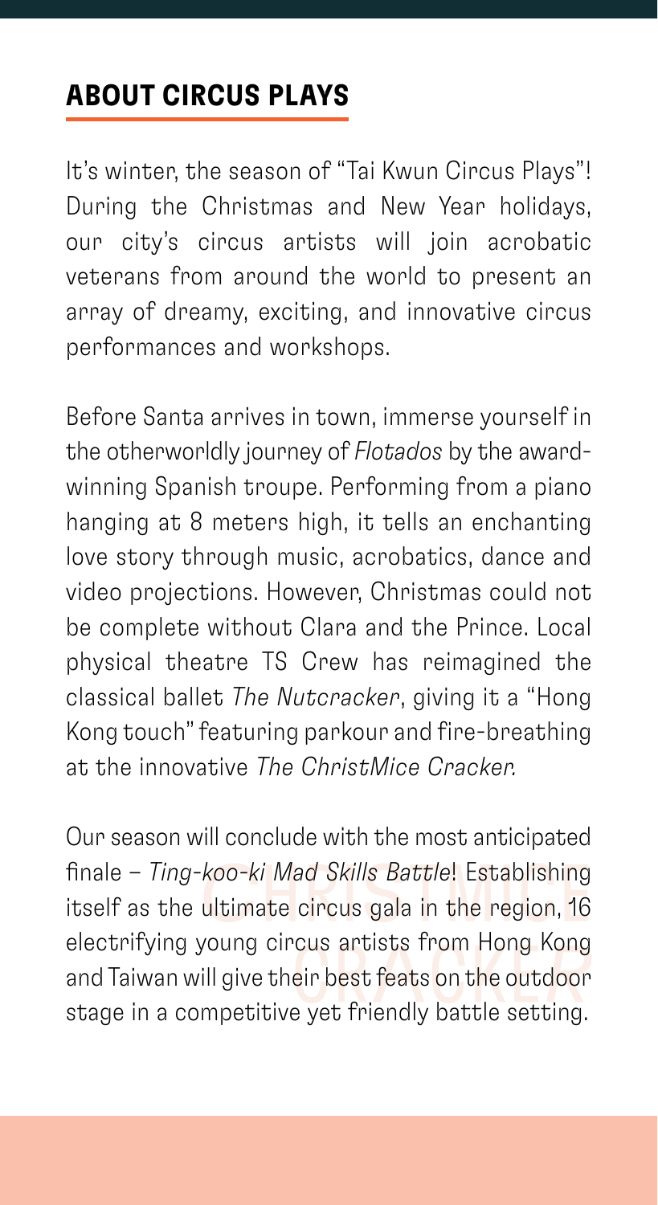## ABOUT CIRCUS PLAYS

It's winter, the season of "Tai Kwun Circus Plays"! During the Christmas and New Year holidays, our city's circus artists will join acrobatic veterans from around the world to present an array of dreamy, exciting, and innovative circus performances and workshops.

Before Santa arrives in town, immerse yourself in the otherworldly journey of *Flotados* by the award-winning Spanish troupe. Performing from a piano hanging at 8 meters high, it tells an enchanting love story through music, acrobatics, dance and video projections. However, Christmas could not be complete without Clara and the Prince. Local physical theatre TS Crew has reimagined the classical ballet *The Nutcracker*, giving it a "Hong Kong touch" featuring parkour and fire-breathing at the innovative *The ChristMice Cracker.*

Our season will conclude with the most anticipated finale – *Ting-koo-ki Mad Skills Battle*! Establishing itself as the ultimate circus gala in the region, 16 electrifying young circus artists from Hong Kong and Taiwan will give their best feats on the outdoor stage in a competitive yet friendly battle setting.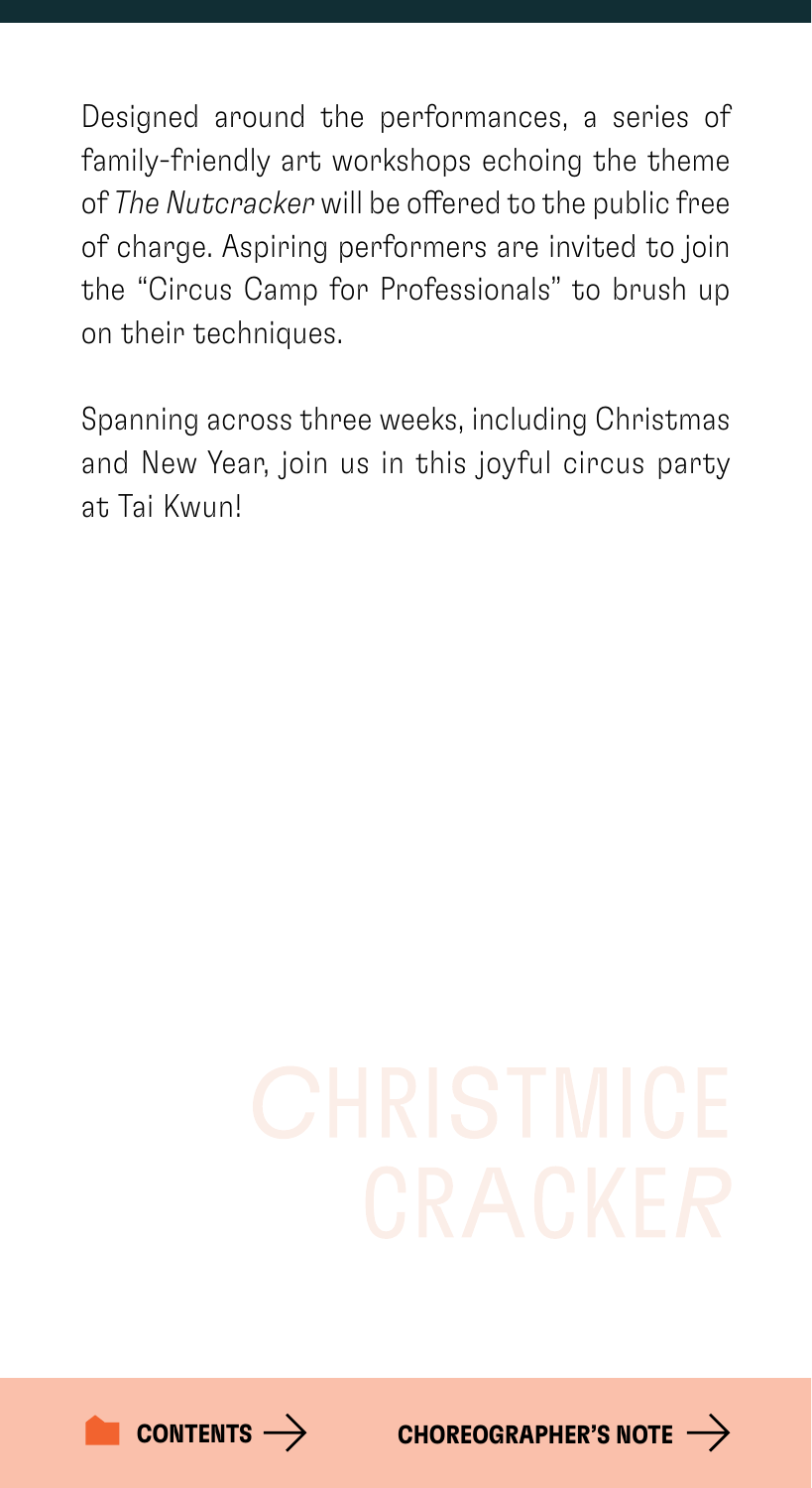Designed around the performances, a series of family-friendly art workshops echoing the theme of *The Nutcracker* will be offered to the public free of charge. Aspiring performers are invited to join the "Circus Camp for Professionals" to brush up on their techniques.

Spanning across three weeks, including Christmas and New Year, join us in this joyful circus party at Tai Kwun!

CHRISTMICE CRACKER

CONTENTS →　CHOREOGRAPHER'S NOTE →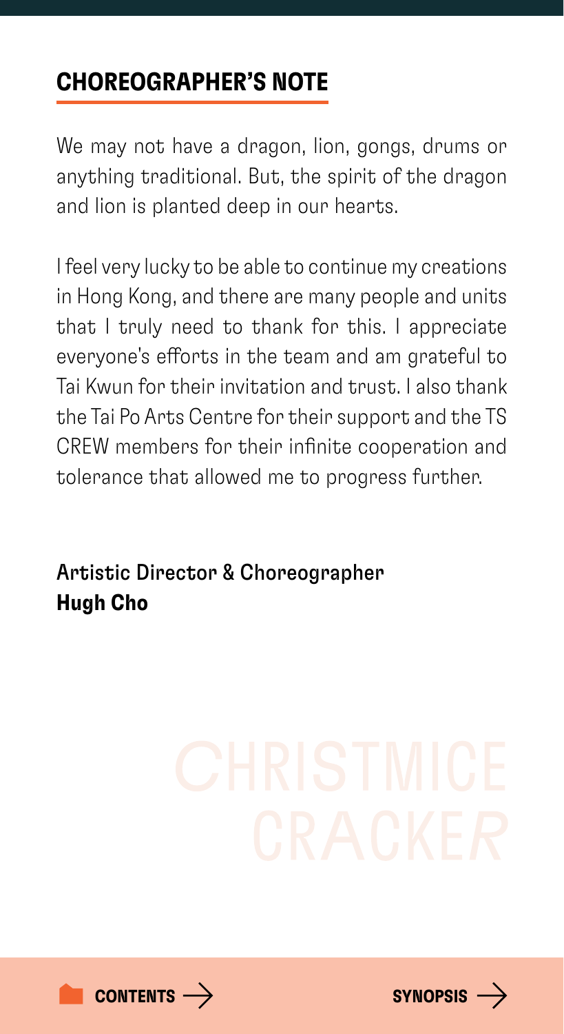## CHOREOGRAPHER'S NOTE

We may not have a dragon, lion, gongs, drums or anything traditional. But, the spirit of the dragon and lion is planted deep in our hearts.

I feel very lucky to be able to continue my creations in Hong Kong, and there are many people and units that I truly need to thank for this. I appreciate everyone's efforts in the team and am grateful to Tai Kwun for their invitation and trust. I also thank the Tai Po Arts Centre for their support and the TS CREW members for their infinite cooperation and tolerance that allowed me to progress further.

Artistic Director & Choreographer
**Hugh Cho**

CHRISTMICE CRACKER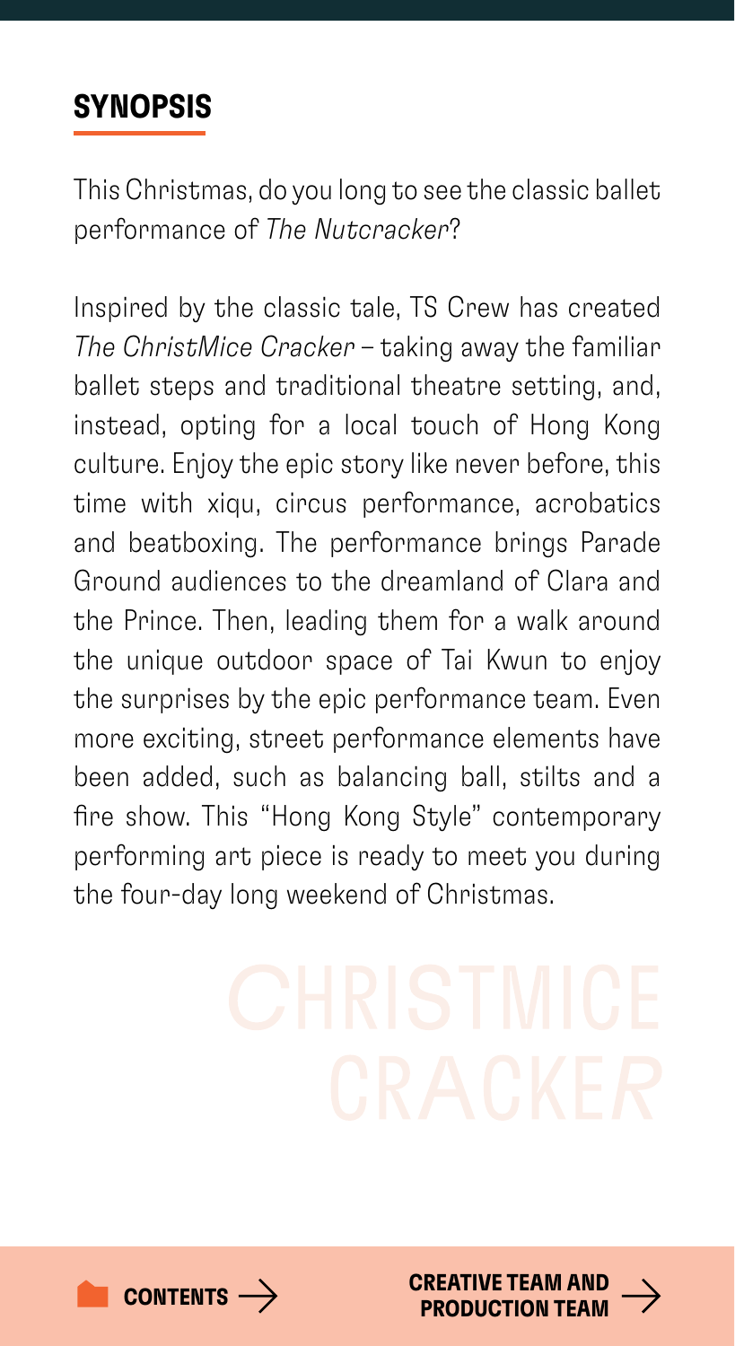## SYNOPSIS

This Christmas, do you long to see the classic ballet performance of *The Nutcracker*?

Inspired by the classic tale, TS Crew has created *The ChristMice Cracker* – taking away the familiar ballet steps and traditional theatre setting, and, instead, opting for a local touch of Hong Kong culture. Enjoy the epic story like never before, this time with xiqu, circus performance, acrobatics and beatboxing. The performance brings Parade Ground audiences to the dreamland of Clara and the Prince. Then, leading them for a walk around the unique outdoor space of Tai Kwun to enjoy the surprises by the epic performance team. Even more exciting, street performance elements have been added, such as balancing ball, stilts and a fire show. This "Hong Kong Style" contemporary performing art piece is ready to meet you during the four-day long weekend of Christmas.

CHRISTMICE CRACKER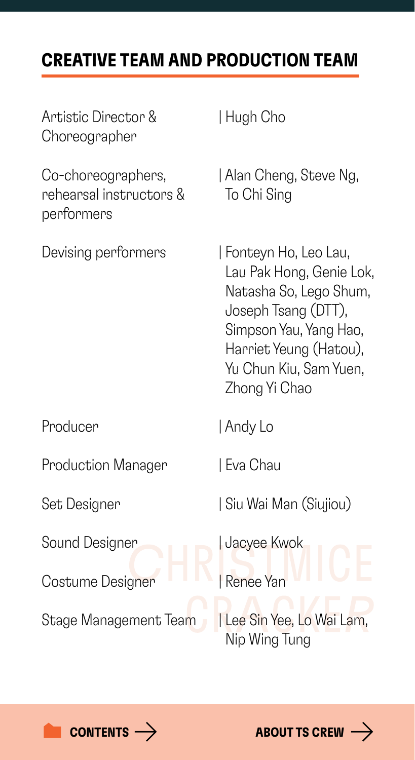## CREATIVE TEAM AND PRODUCTION TEAM

| | |
|---|---|
| Artistic Director & Choreographer | Hugh Cho |
| Co-choreographers, rehearsal instructors & performers | Alan Cheng, Steve Ng, To Chi Sing |
| Devising performers | Fonteyn Ho, Leo Lau, Lau Pak Hong, Genie Lok, Natasha So, Lego Shum, Joseph Tsang (DTT), Simpson Yau, Yang Hao, Harriet Yeung (Hatou), Yu Chun Kiu, Sam Yuen, Zhong Yi Chao |
| Producer | Andy Lo |
| Production Manager | Eva Chau |
| Set Designer | Siu Wai Man (Siujiou) |
| Sound Designer | Jacyee Kwok |
| Costume Designer | Renee Yan |
| Stage Management Team | Lee Sin Yee, Lo Wai Lam, Nip Wing Tung |

CONTENTS →

ABOUT TS CREW →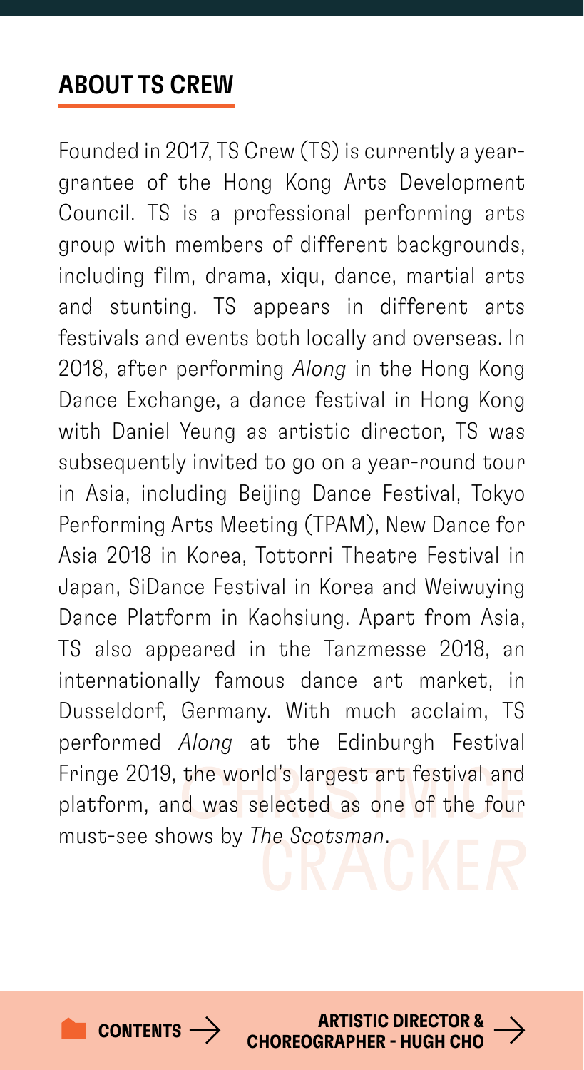## ABOUT TS CREW

Founded in 2017, TS Crew (TS) is currently a year-grantee of the Hong Kong Arts Development Council. TS is a professional performing arts group with members of different backgrounds, including film, drama, xiqu, dance, martial arts and stunting. TS appears in different arts festivals and events both locally and overseas. In 2018, after performing *Along* in the Hong Kong Dance Exchange, a dance festival in Hong Kong with Daniel Yeung as artistic director, TS was subsequently invited to go on a year-round tour in Asia, including Beijing Dance Festival, Tokyo Performing Arts Meeting (TPAM), New Dance for Asia 2018 in Korea, Tottorri Theatre Festival in Japan, SiDance Festival in Korea and Weiwuying Dance Platform in Kaohsiung. Apart from Asia, TS also appeared in the Tanzmesse 2018, an internationally famous dance art market, in Dusseldorf, Germany. With much acclaim, TS performed *Along* at the Edinburgh Festival Fringe 2019, the world's largest art festival and platform, and was selected as one of the four must-see shows by *The Scotsman*.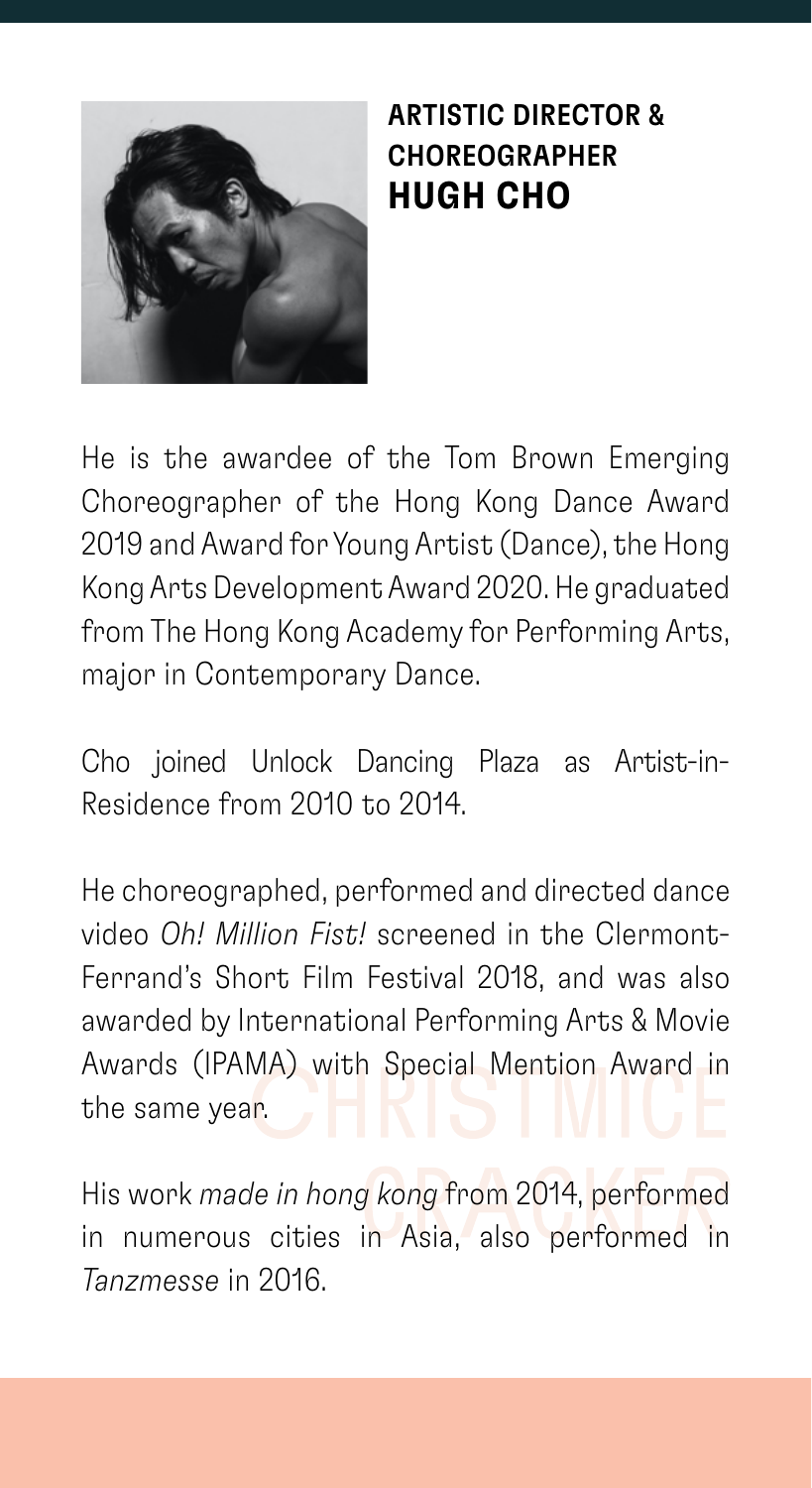## ARTISTIC DIRECTOR & CHOREOGRAPHER
## HUGH CHO

He is the awardee of the Tom Brown Emerging Choreographer of the Hong Kong Dance Award 2019 and Award for Young Artist (Dance), the Hong Kong Arts Development Award 2020. He graduated from The Hong Kong Academy for Performing Arts, major in Contemporary Dance.

Cho joined Unlock Dancing Plaza as Artist-in-Residence from 2010 to 2014.

He choreographed, performed and directed dance video *Oh! Million Fist!* screened in the Clermont-Ferrand's Short Film Festival 2018, and was also awarded by International Performing Arts & Movie Awards (IPAMA) with Special Mention Award in the same year.

His work *made in hong kong* from 2014, performed in numerous cities in Asia, also performed in *Tanzmesse* in 2016.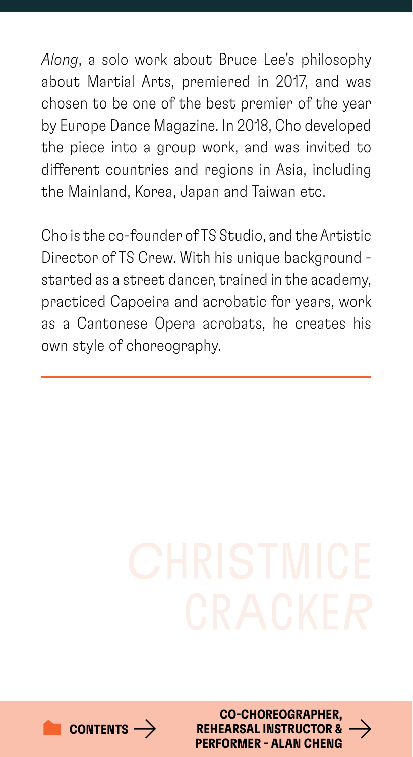*Along*, a solo work about Bruce Lee's philosophy about Martial Arts, premiered in 2017, and was chosen to be one of the best premier of the year by Europe Dance Magazine. In 2018, Cho developed the piece into a group work, and was invited to different countries and regions in Asia, including the Mainland, Korea, Japan and Taiwan etc.

Cho is the co-founder of TS Studio, and the Artistic Director of TS Crew. With his unique background - started as a street dancer, trained in the academy, practiced Capoeira and acrobatic for years, work as a Cantonese Opera acrobats, he creates his own style of choreography.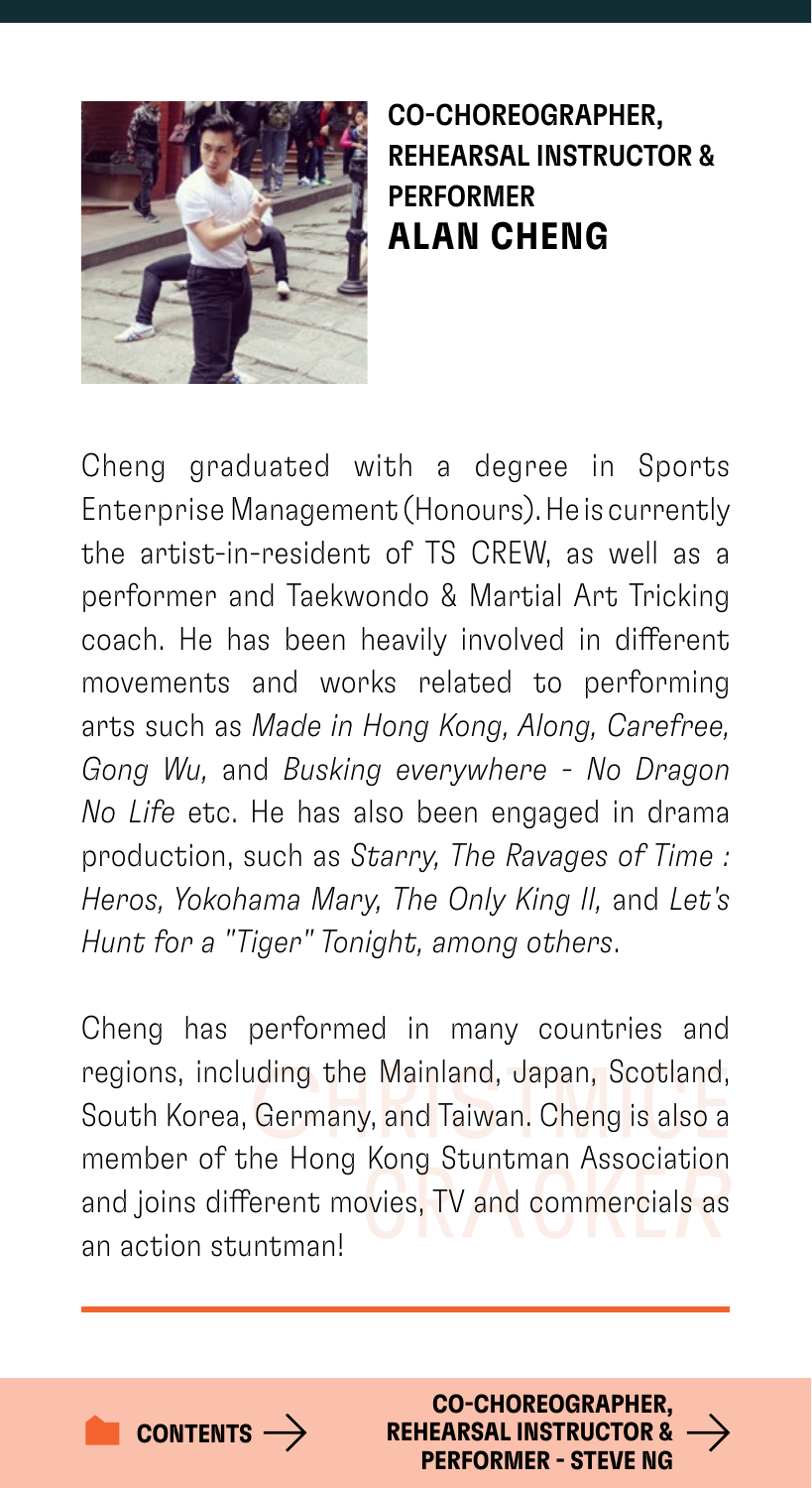## CO-CHOREOGRAPHER, REHEARSAL INSTRUCTOR & PERFORMER

# ALAN CHENG

Cheng graduated with a degree in Sports Enterprise Management (Honours). He is currently the artist-in-resident of TS CREW, as well as a performer and Taekwondo & Martial Art Tricking coach. He has been heavily involved in different movements and works related to performing arts such as *Made in Hong Kong, Along, Carefree, Gong Wu,* and *Busking everywhere - No Dragon No Life* etc. He has also been engaged in drama production, such as *Starry, The Ravages of Time : Heros, Yokohama Mary, The Only King II,* and *Let's Hunt for a "Tiger" Tonight, among others*.

Cheng has performed in many countries and regions, including the Mainland, Japan, Scotland, South Korea, Germany, and Taiwan. Cheng is also a member of the Hong Kong Stuntman Association and joins different movies, TV and commercials as an action stuntman!

CONTENTS →

CO-CHOREOGRAPHER, REHEARSAL INSTRUCTOR & PERFORMER - STEVE NG →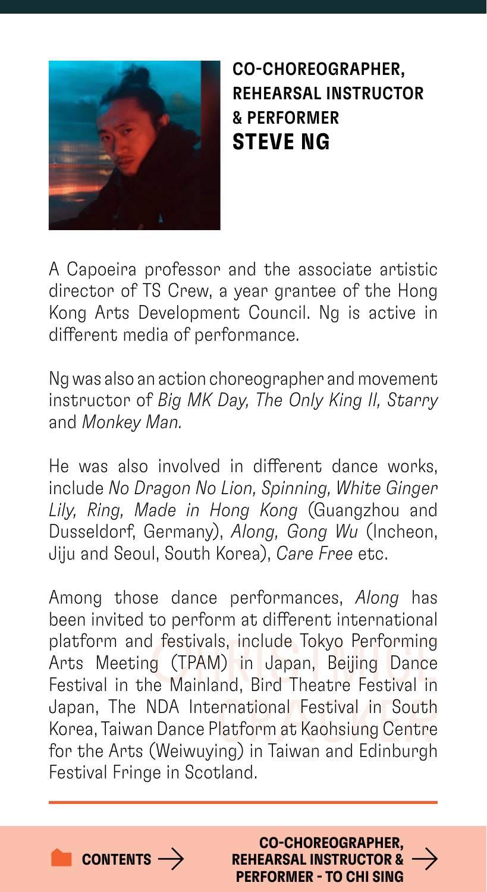## CO-CHOREOGRAPHER, REHEARSAL INSTRUCTOR & PERFORMER
# STEVE NG

A Capoeira professor and the associate artistic director of TS Crew, a year grantee of the Hong Kong Arts Development Council. Ng is active in different media of performance.

Ng was also an action choreographer and movement instructor of *Big MK Day, The Only King II, Starry* and *Monkey Man.*

He was also involved in different dance works, include *No Dragon No Lion, Spinning, White Ginger Lily, Ring, Made in Hong Kong* (Guangzhou and Dusseldorf, Germany), *Along, Gong Wu* (Incheon, Jiju and Seoul, South Korea), *Care Free* etc.

Among those dance performances, *Along* has been invited to perform at different international platform and festivals, include Tokyo Performing Arts Meeting (TPAM) in Japan, Beijing Dance Festival in the Mainland, Bird Theatre Festival in Japan, The NDA International Festival in South Korea, Taiwan Dance Platform at Kaohsiung Centre for the Arts (Weiwuying) in Taiwan and Edinburgh Festival Fringe in Scotland.

CONTENTS → CO-CHOREOGRAPHER, REHEARSAL INSTRUCTOR & PERFORMER - TO CHI SING →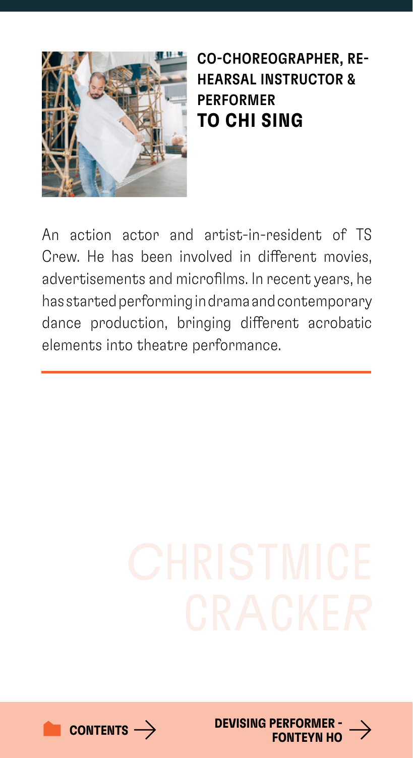## CO-CHOREOGRAPHER, REHEARSAL INSTRUCTOR & PERFORMER

# TO CHI SING

An action actor and artist-in-resident of TS Crew. He has been involved in different movies, advertisements and microfilms. In recent years, he has started performing in drama and contemporary dance production, bringing different acrobatic elements into theatre performance.

CONTENTS →

DEVISING PERFORMER - FONTEYN HO →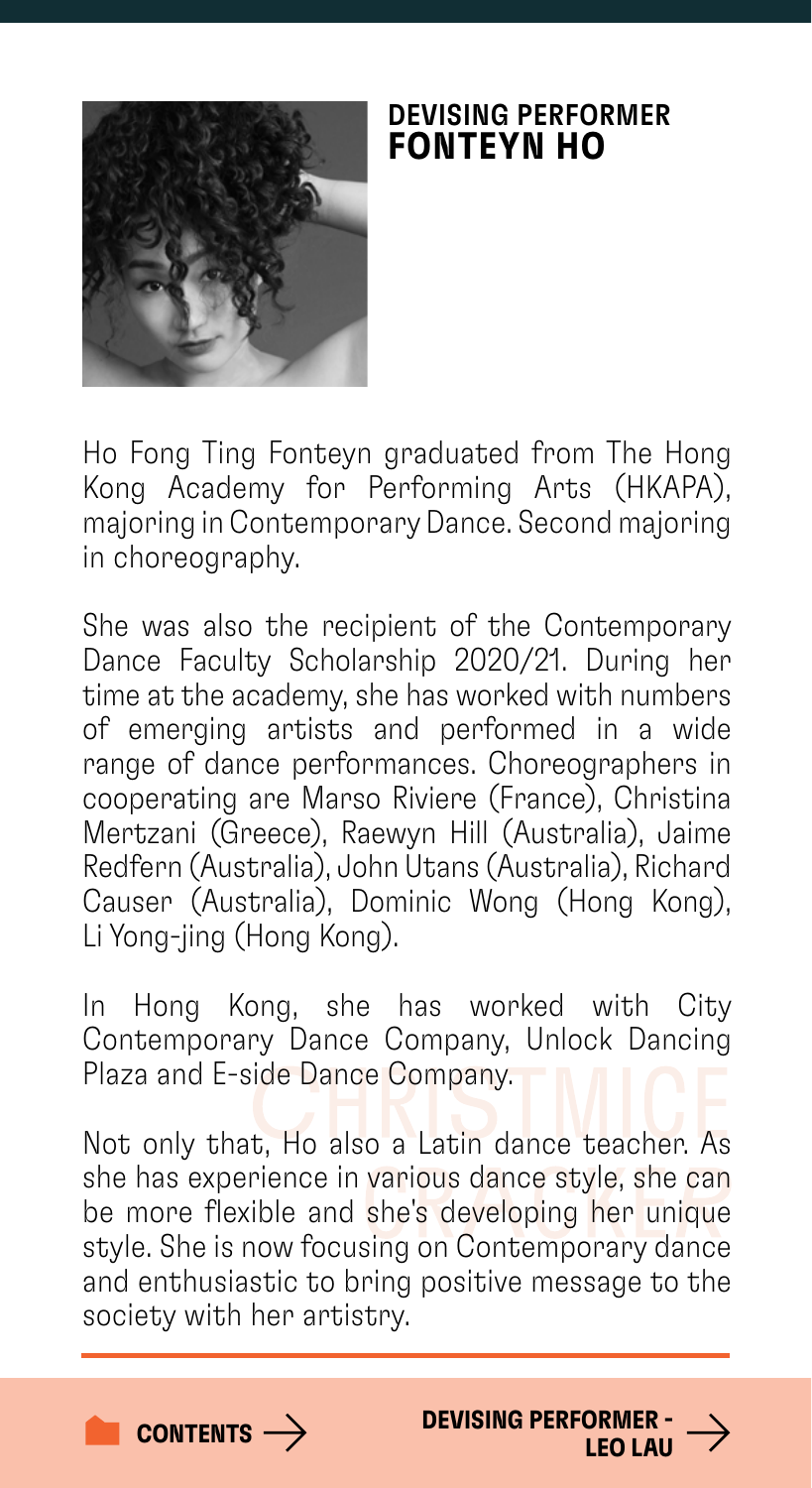## DEVISING PERFORMER
## FONTEYN HO

Ho Fong Ting Fonteyn graduated from The Hong Kong Academy for Performing Arts (HKAPA), majoring in Contemporary Dance. Second majoring in choreography.

She was also the recipient of the Contemporary Dance Faculty Scholarship 2020/21. During her time at the academy, she has worked with numbers of emerging artists and performed in a wide range of dance performances. Choreographers in cooperating are Marso Riviere (France), Christina Mertzani (Greece), Raewyn Hill (Australia), Jaime Redfern (Australia), John Utans (Australia), Richard Causer (Australia), Dominic Wong (Hong Kong), Li Yong-jing (Hong Kong).

In Hong Kong, she has worked with City Contemporary Dance Company, Unlock Dancing Plaza and E-side Dance Company.

Not only that, Ho also a Latin dance teacher. As she has experience in various dance style, she can be more flexible and she's developing her unique style. She is now focusing on Contemporary dance and enthusiastic to bring positive message to the society with her artistry.

CONTENTS →

DEVISING PERFORMER - LEO LAU →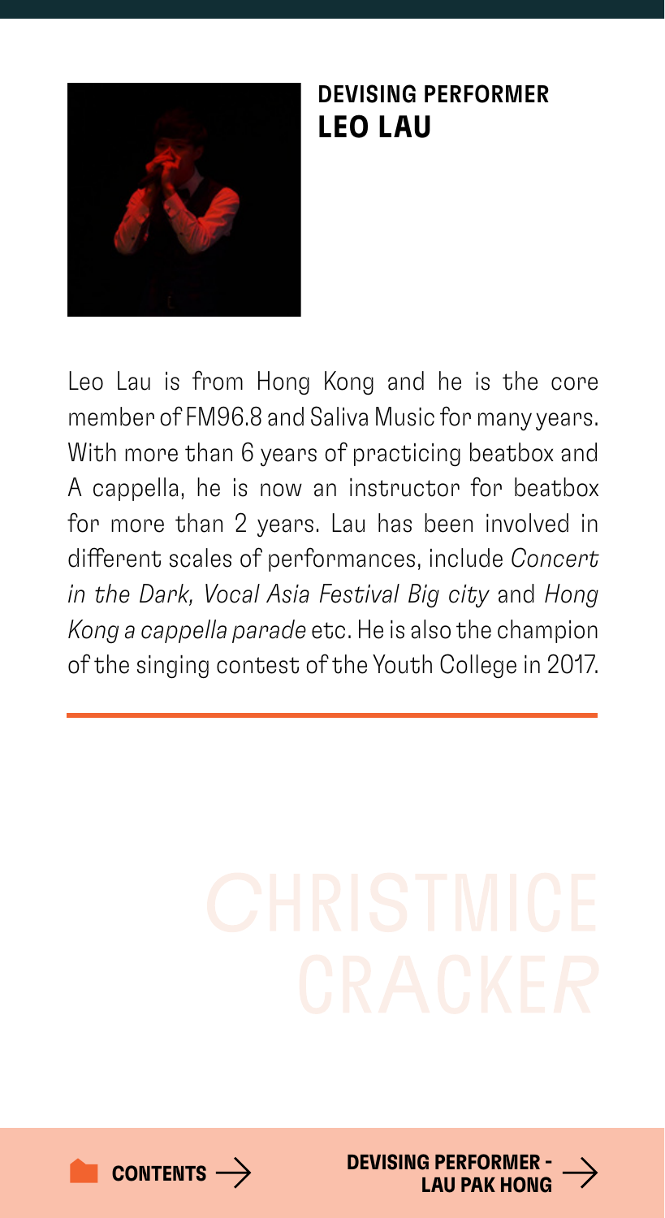## DEVISING PERFORMER
# LEO LAU

Leo Lau is from Hong Kong and he is the core member of FM96.8 and Saliva Music for many years. With more than 6 years of practicing beatbox and A cappella, he is now an instructor for beatbox for more than 2 years. Lau has been involved in different scales of performances, include *Concert in the Dark, Vocal Asia Festival Big city* and *Hong Kong a cappella parade* etc. He is also the champion of the singing contest of the Youth College in 2017.

CHRISTMICE CRACKER

CONTENTS →

DEVISING PERFORMER - LAU PAK HONG →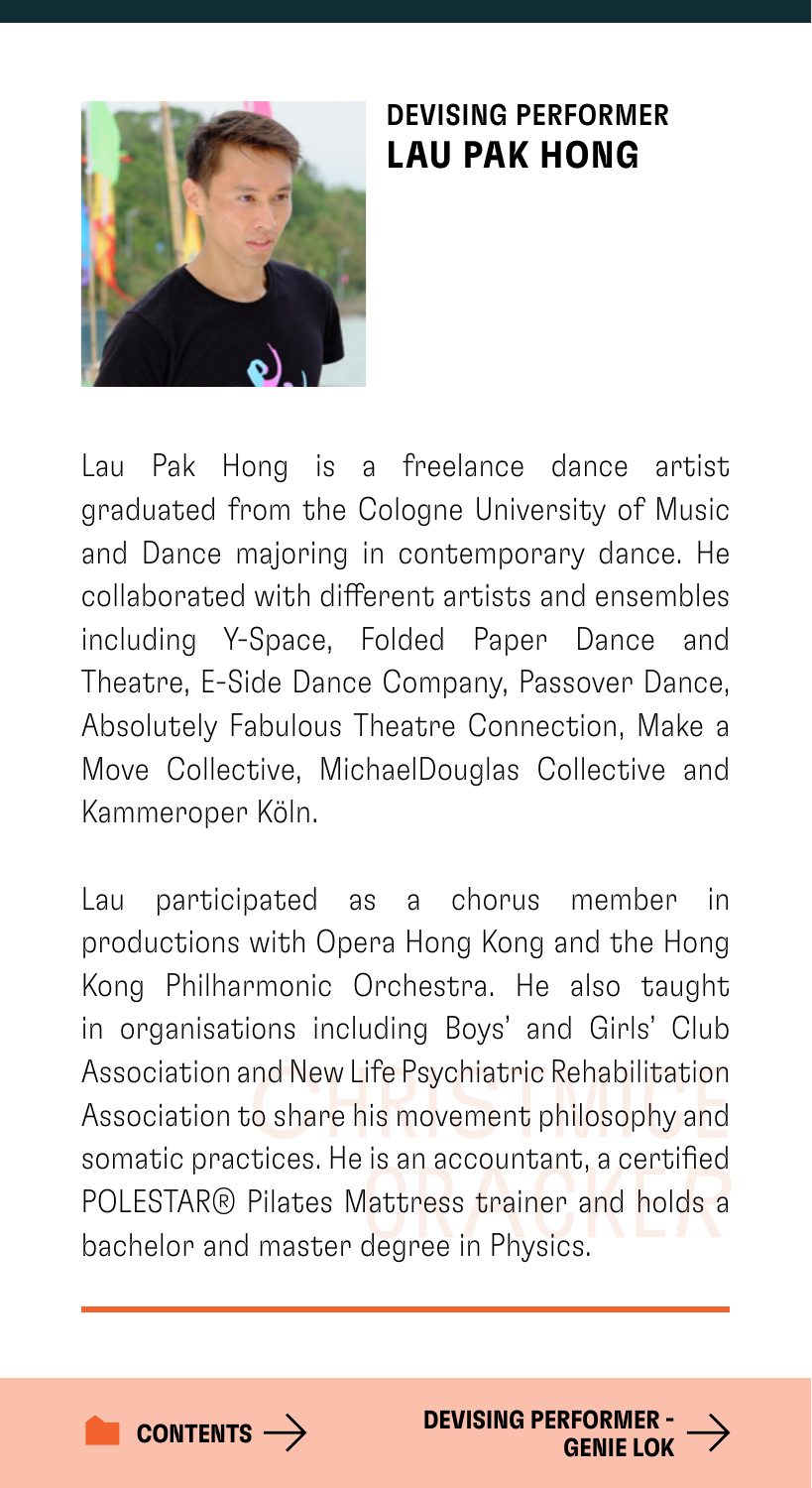## DEVISING PERFORMER
## LAU PAK HONG

Lau Pak Hong is a freelance dance artist graduated from the Cologne University of Music and Dance majoring in contemporary dance. He collaborated with different artists and ensembles including Y-Space, Folded Paper Dance and Theatre, E-Side Dance Company, Passover Dance, Absolutely Fabulous Theatre Connection, Make a Move Collective, MichaelDouglas Collective and Kammeroper Köln.

Lau participated as a chorus member in productions with Opera Hong Kong and the Hong Kong Philharmonic Orchestra. He also taught in organisations including Boys' and Girls' Club Association and New Life Psychiatric Rehabilitation Association to share his movement philosophy and somatic practices. He is an accountant, a certified POLESTAR® Pilates Mattress trainer and holds a bachelor and master degree in Physics.

CONTENTS →

DEVISING PERFORMER - GENIE LOK →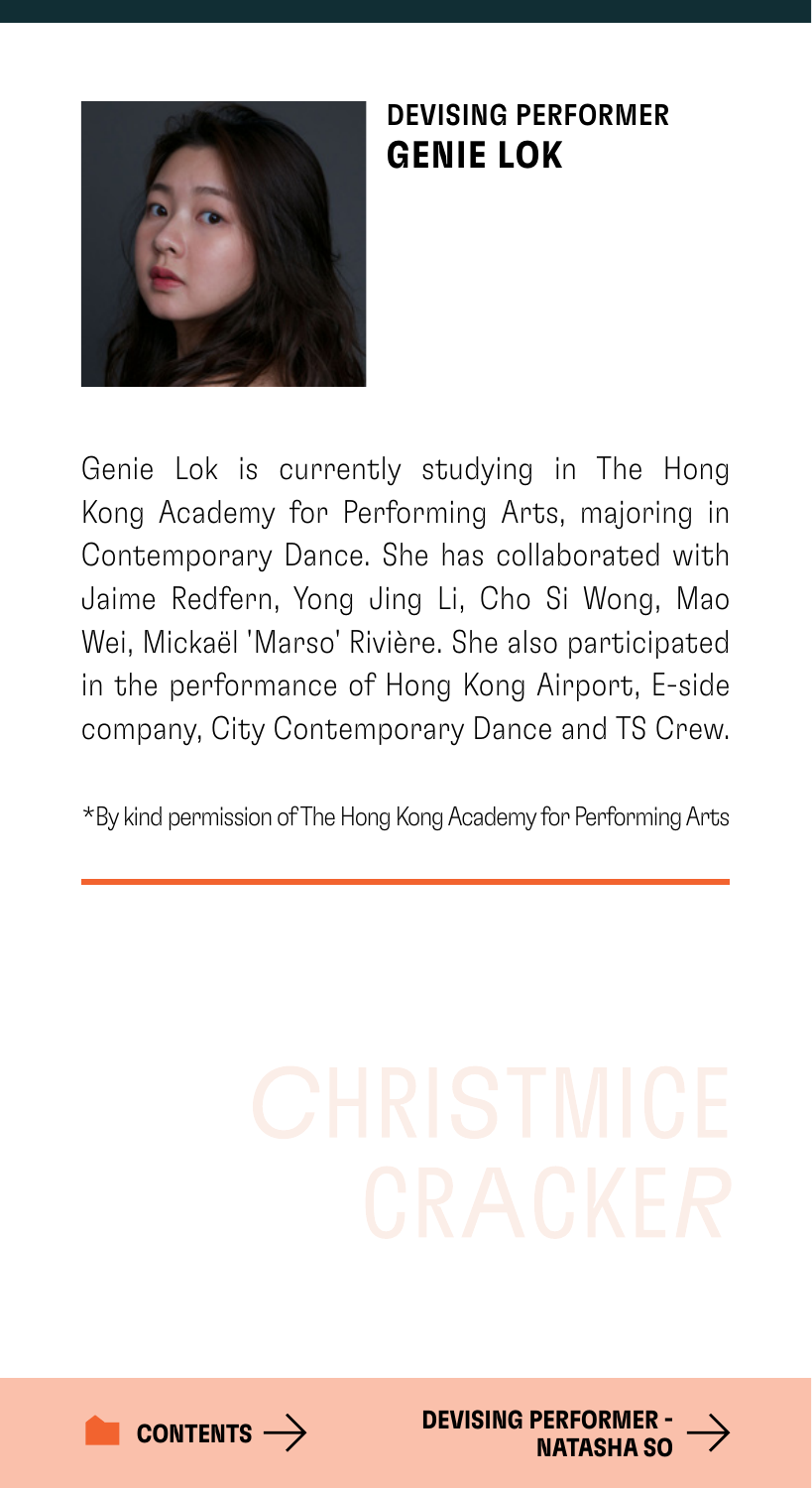## DEVISING PERFORMER
## GENIE LOK

Genie Lok is currently studying in The Hong Kong Academy for Performing Arts, majoring in Contemporary Dance. She has collaborated with Jaime Redfern, Yong Jing Li, Cho Si Wong, Mao Wei, Mickaël 'Marso' Rivière. She also participated in the performance of Hong Kong Airport, E-side company, City Contemporary Dance and TS Crew.

*By kind permission of The Hong Kong Academy for Performing Arts

CHRISTMICE CRACKER

CONTENTS →

DEVISING PERFORMER - NATASHA SO →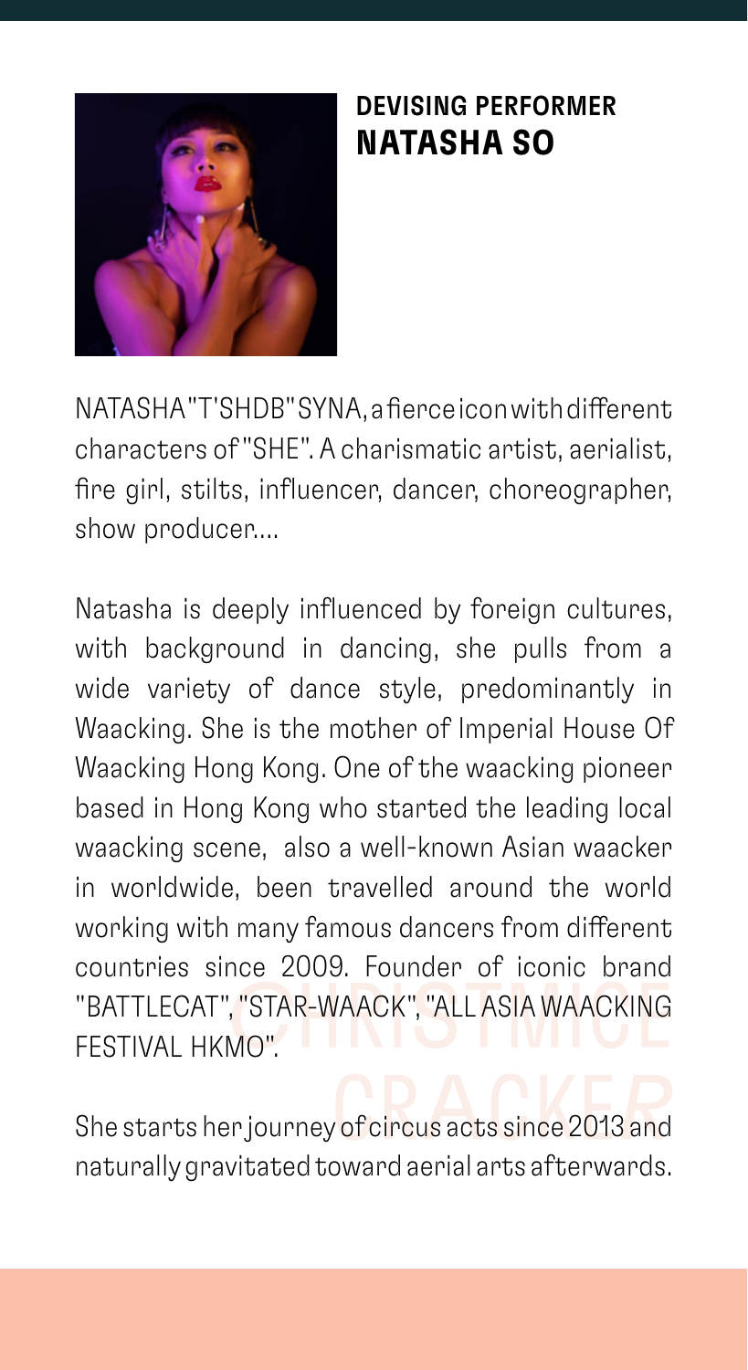## DEVISING PERFORMER
## NATASHA SO

NATASHA "T'SHDB" SYNA, a fierce icon with different characters of "SHE". A charismatic artist, aerialist, fire girl, stilts, influencer, dancer, choreographer, show producer....

Natasha is deeply influenced by foreign cultures, with background in dancing, she pulls from a wide variety of dance style, predominantly in Waacking. She is the mother of Imperial House Of Waacking Hong Kong. One of the waacking pioneer based in Hong Kong who started the leading local waacking scene, also a well-known Asian waacker in worldwide, been travelled around the world working with many famous dancers from different countries since 2009. Founder of iconic brand "BATTLECAT", "STAR-WAACK", "ALL ASIA WAACKING FESTIVAL HKMO".

She starts her journey of circus acts since 2013 and naturally gravitated toward aerial arts afterwards.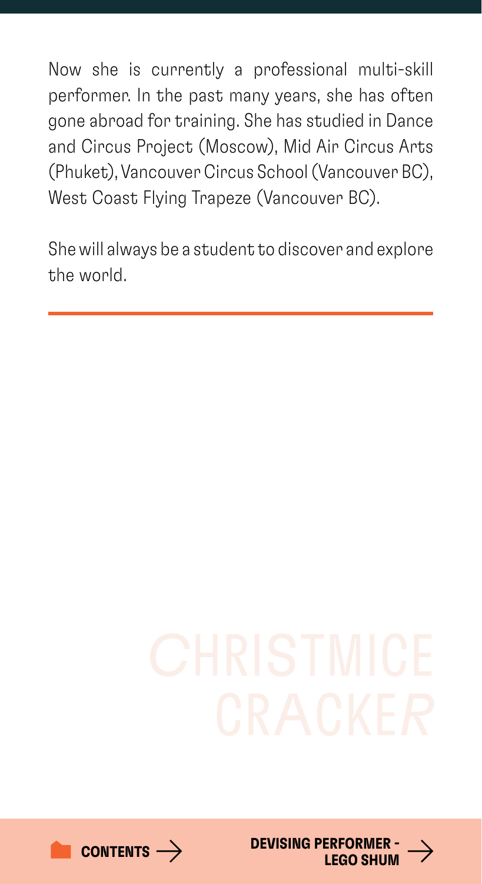Now she is currently a professional multi-skill performer. In the past many years, she has often gone abroad for training. She has studied in Dance and Circus Project (Moscow), Mid Air Circus Arts (Phuket), Vancouver Circus School (Vancouver BC), West Coast Flying Trapeze (Vancouver BC).

She will always be a student to discover and explore the world.

CHRISTMICE CRACKER

CONTENTS →

DEVISING PERFORMER - LEGO SHUM →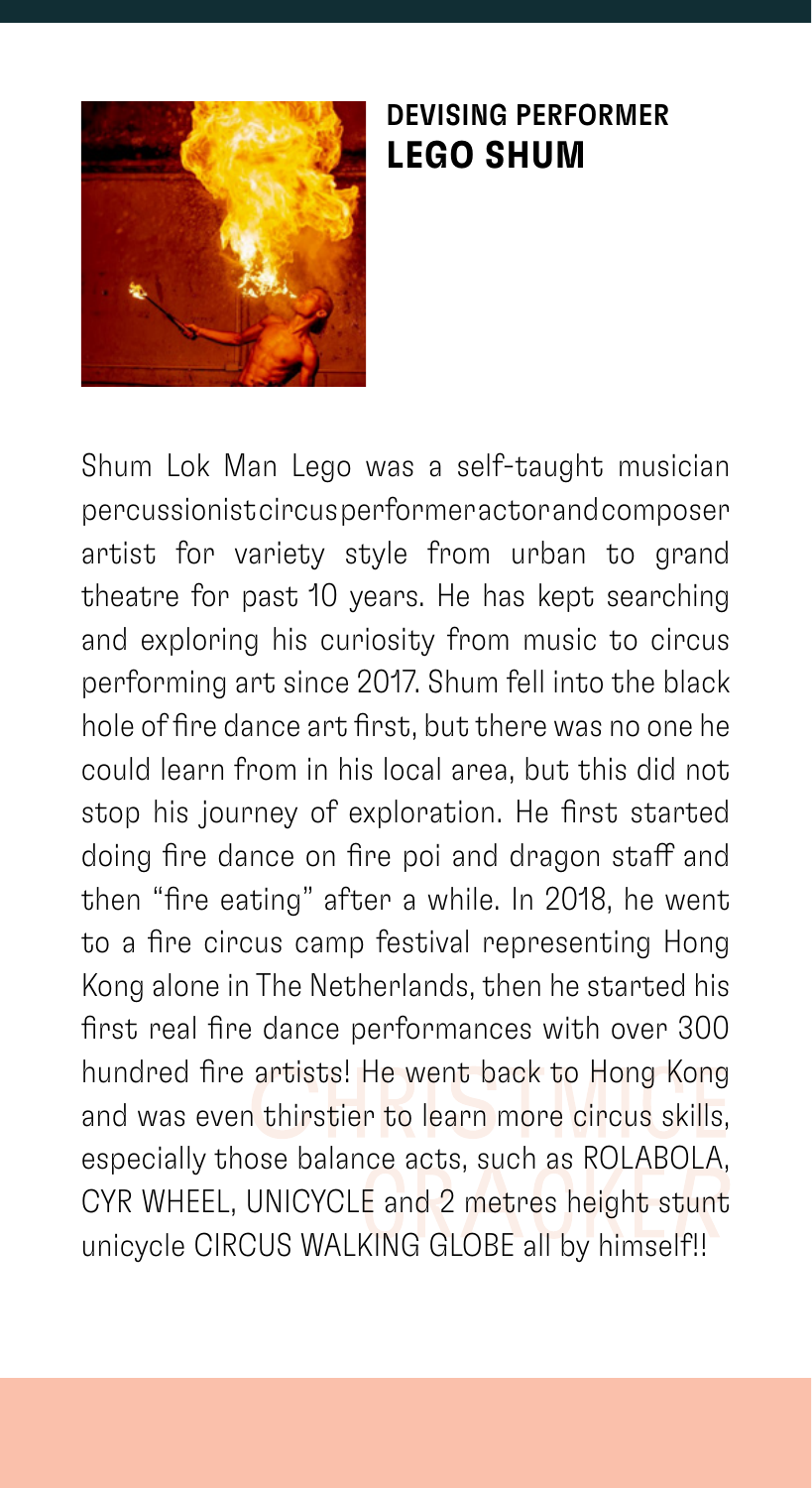## DEVISING PERFORMER
## LEGO SHUM

Shum Lok Man Lego was a self-taught musician percussionistcircusperformeractorandcomposer artist for variety style from urban to grand theatre for past 10 years. He has kept searching and exploring his curiosity from music to circus performing art since 2017. Shum fell into the black hole of fire dance art first, but there was no one he could learn from in his local area, but this did not stop his journey of exploration. He first started doing fire dance on fire poi and dragon staff and then "fire eating" after a while. In 2018, he went to a fire circus camp festival representing Hong Kong alone in The Netherlands, then he started his first real fire dance performances with over 300 hundred fire artists! He went back to Hong Kong and was even thirstier to learn more circus skills, especially those balance acts, such as ROLABOLA, CYR WHEEL, UNICYCLE and 2 metres height stunt unicycle CIRCUS WALKING GLOBE all by himself!!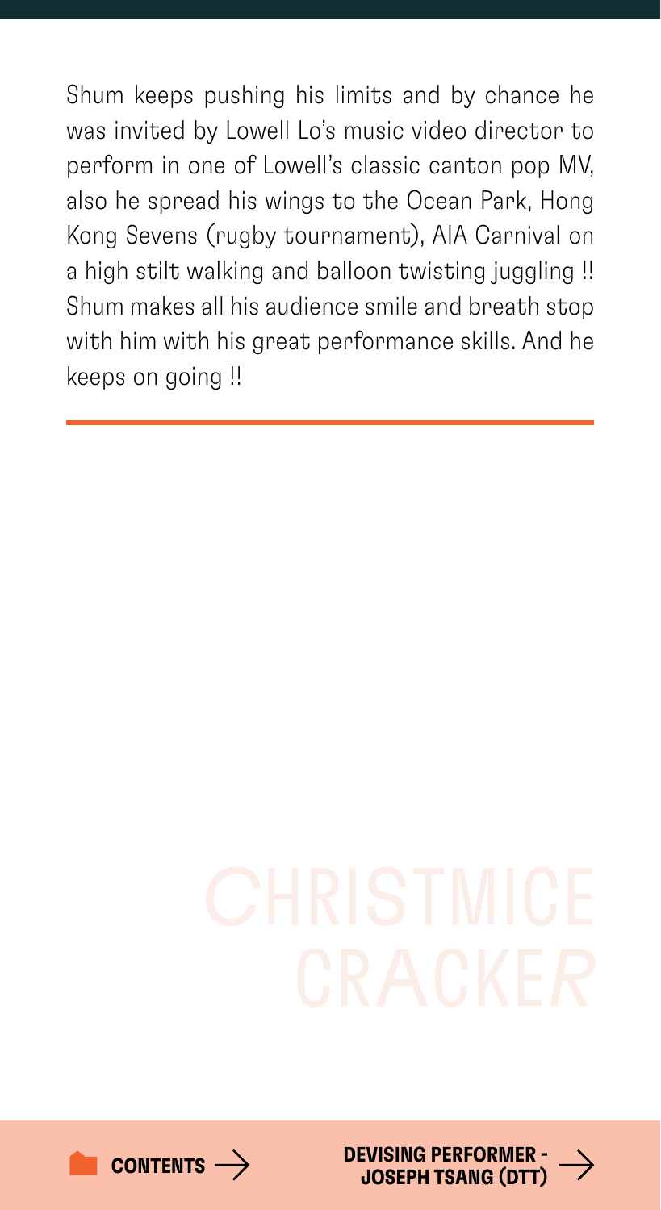Shum keeps pushing his limits and by chance he was invited by Lowell Lo's music video director to perform in one of Lowell's classic canton pop MV, also he spread his wings to the Ocean Park, Hong Kong Sevens (rugby tournament), AIA Carnival on a high stilt walking and balloon twisting juggling !! Shum makes all his audience smile and breath stop with him with his great performance skills. And he keeps on going !!

---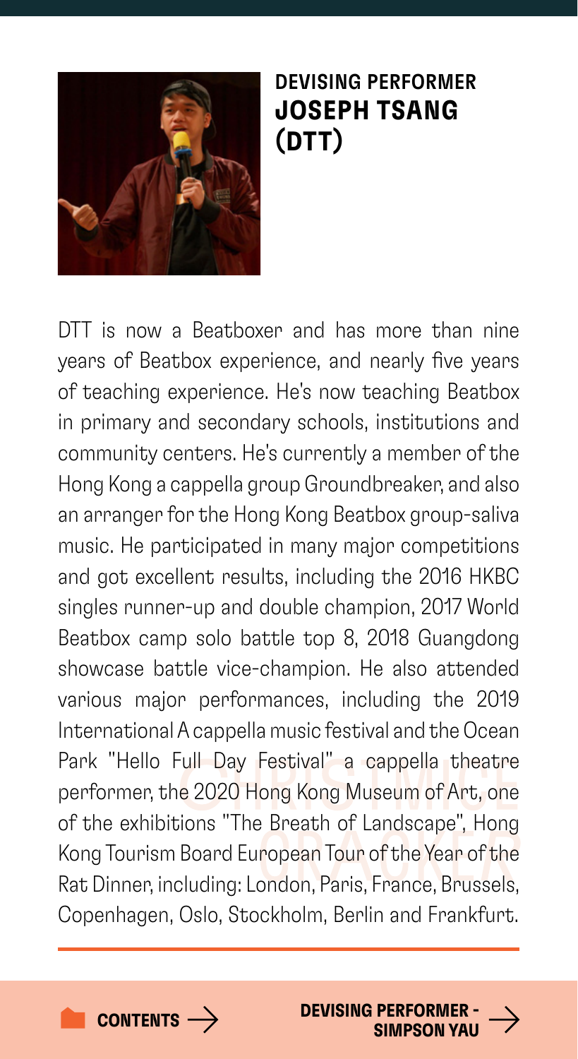**DEVISING PERFORMER**

# JOSEPH TSANG (DTT)

DTT is now a Beatboxer and has more than nine years of Beatbox experience, and nearly five years of teaching experience. He's now teaching Beatbox in primary and secondary schools, institutions and community centers. He's currently a member of the Hong Kong a cappella group Groundbreaker, and also an arranger for the Hong Kong Beatbox group-saliva music. He participated in many major competitions and got excellent results, including the 2016 HKBC singles runner-up and double champion, 2017 World Beatbox camp solo battle top 8, 2018 Guangdong showcase battle vice-champion. He also attended various major performances, including the 2019 International A cappella music festival and the Ocean Park "Hello Full Day Festival" a cappella theatre performer, the 2020 Hong Kong Museum of Art, one of the exhibitions "The Breath of Landscape", Hong Kong Tourism Board European Tour of the Year of the Rat Dinner, including: London, Paris, France, Brussels, Copenhagen, Oslo, Stockholm, Berlin and Frankfurt.

CONTENTS →

DEVISING PERFORMER - SIMPSON YAU →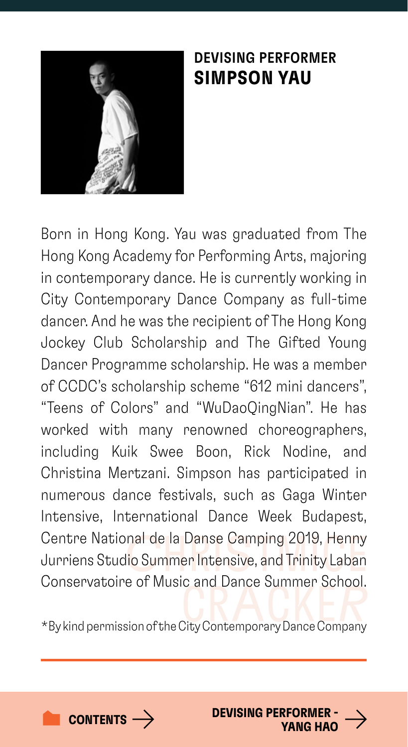## DEVISING PERFORMER
# SIMPSON YAU

Born in Hong Kong. Yau was graduated from The Hong Kong Academy for Performing Arts, majoring in contemporary dance. He is currently working in City Contemporary Dance Company as full-time dancer. And he was the recipient of The Hong Kong Jockey Club Scholarship and The Gifted Young Dancer Programme scholarship. He was a member of CCDC's scholarship scheme "612 mini dancers", "Teens of Colors" and "WuDaoQingNian". He has worked with many renowned choreographers, including Kuik Swee Boon, Rick Nodine, and Christina Mertzani. Simpson has participated in numerous dance festivals, such as Gaga Winter Intensive, International Dance Week Budapest, Centre National de la Danse Camping 2019, Henny Jurriens Studio Summer Intensive, and Trinity Laban Conservatoire of Music and Dance Summer School.

*By kind permission of the City Contemporary Dance Company

CONTENTS →

DEVISING PERFORMER - YANG HAO →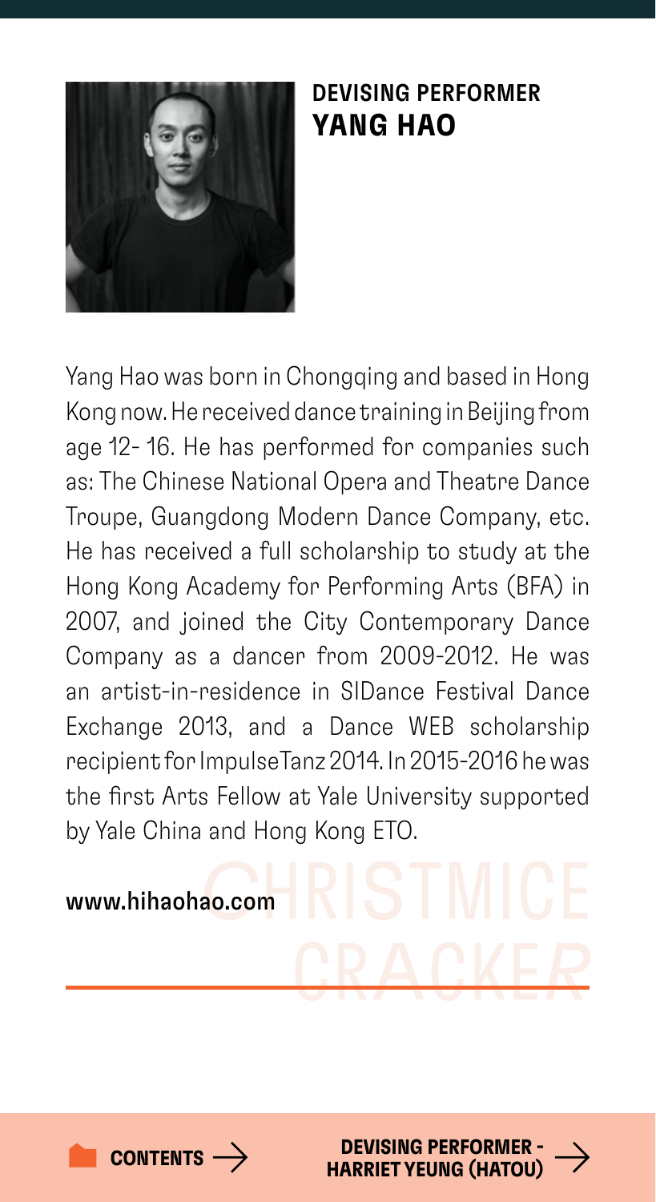## DEVISING PERFORMER
## YANG HAO

Yang Hao was born in Chongqing and based in Hong Kong now. He received dance training in Beijing from age 12- 16. He has performed for companies such as: The Chinese National Opera and Theatre Dance Troupe, Guangdong Modern Dance Company, etc. He has received a full scholarship to study at the Hong Kong Academy for Performing Arts (BFA) in 2007, and joined the City Contemporary Dance Company as a dancer from 2009-2012. He was an artist-in-residence in SIDance Festival Dance Exchange 2013, and a Dance WEB scholarship recipient for ImpulseTanz 2014. In 2015-2016 he was the first Arts Fellow at Yale University supported by Yale China and Hong Kong ETO.

www.hihaohao.com

CONTENTS →

DEVISING PERFORMER - HARRIET YEUNG (HATOU) →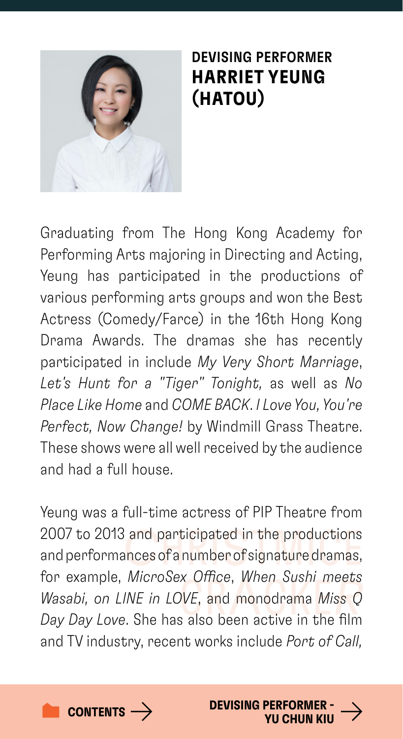## DEVISING PERFORMER
## HARRIET YEUNG (HATOU)

Graduating from The Hong Kong Academy for Performing Arts majoring in Directing and Acting, Yeung has participated in the productions of various performing arts groups and won the Best Actress (Comedy/Farce) in the 16th Hong Kong Drama Awards. The dramas she has recently participated in include *My Very Short Marriage*, *Let's Hunt for a "Tiger" Tonight,* as well as *No Place Like Home* and *COME BACK. I Love You, You're Perfect, Now Change!* by Windmill Grass Theatre. These shows were all well received by the audience and had a full house.

Yeung was a full-time actress of PIP Theatre from 2007 to 2013 and participated in the productions and performances of a number of signature dramas, for example, *MicroSex Office*, *When Sushi meets Wasabi, on LINE in LOVE*, and monodrama *Miss Q Day Day Love*. She has also been active in the film and TV industry, recent works include *Port of Call,*

CONTENTS →

DEVISING PERFORMER - YU CHUN KIU →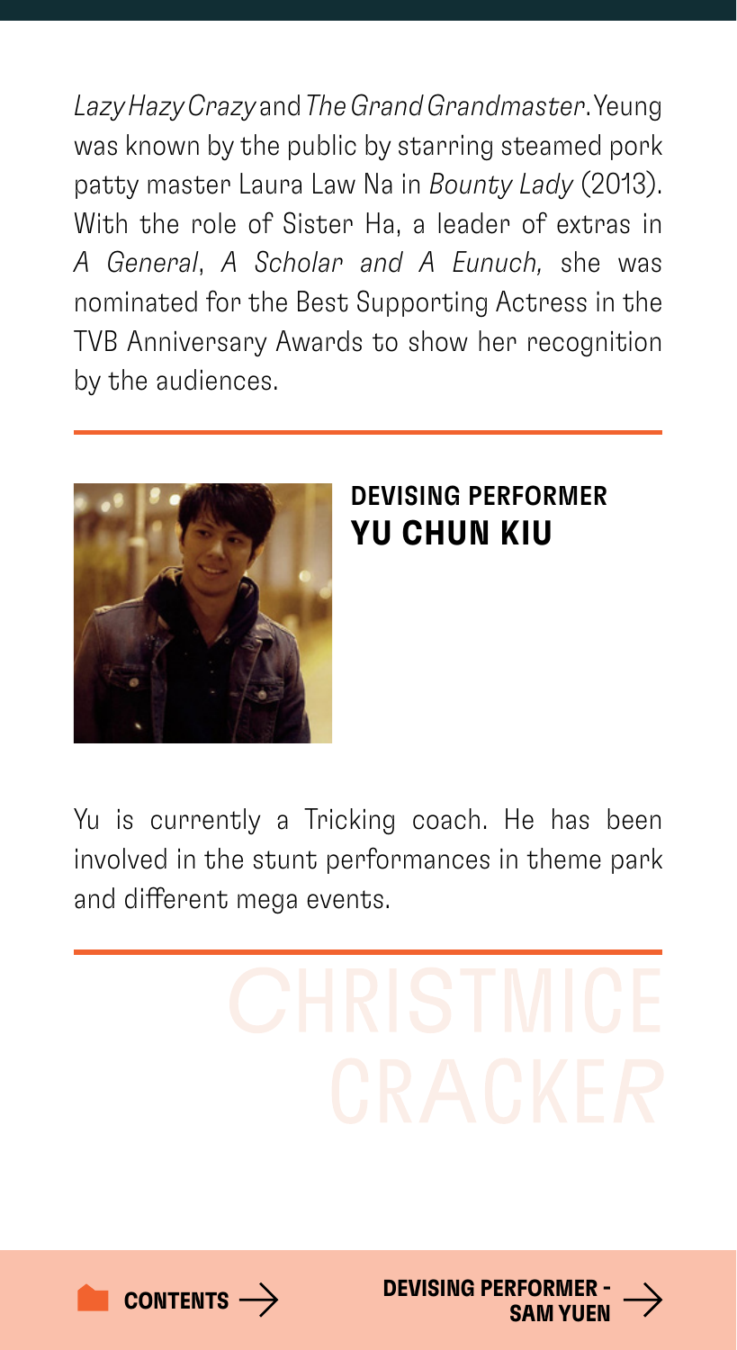*Lazy Hazy Crazy* and *The Grand Grandmaster*. Yeung was known by the public by starring steamed pork patty master Laura Law Na in *Bounty Lady* (2013). With the role of Sister Ha, a leader of extras in *A General*, *A Scholar and A Eunuch,* she was nominated for the Best Supporting Actress in the TVB Anniversary Awards to show her recognition by the audiences.

---

## DEVISING PERFORMER
## YU CHUN KIU

Yu is currently a Tricking coach. He has been involved in the stunt performances in theme park and different mega events.

---

CHRISTMICE CRACKER

CONTENTS →

DEVISING PERFORMER - SAM YUEN →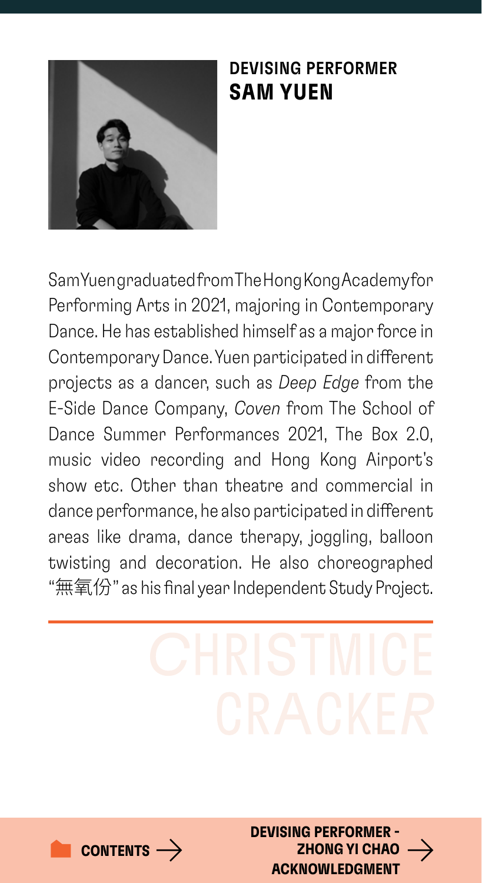## DEVISING PERFORMER
## SAM YUEN

Sam Yuen graduated from The Hong Kong Academy for Performing Arts in 2021, majoring in Contemporary Dance. He has established himself as a major force in Contemporary Dance. Yuen participated in different projects as a dancer, such as *Deep Edge* from the E-Side Dance Company, *Coven* from The School of Dance Summer Performances 2021, The Box 2.0, music video recording and Hong Kong Airport's show etc. Other than theatre and commercial in dance performance, he also participated in different areas like drama, dance therapy, joggling, balloon twisting and decoration. He also choreographed "無氧份" as his final year Independent Study Project.

CHRISTMICE CRACKER

CONTENTS →

DEVISING PERFORMER - ZHONG YI CHAO →
ACKNOWLEDGMENT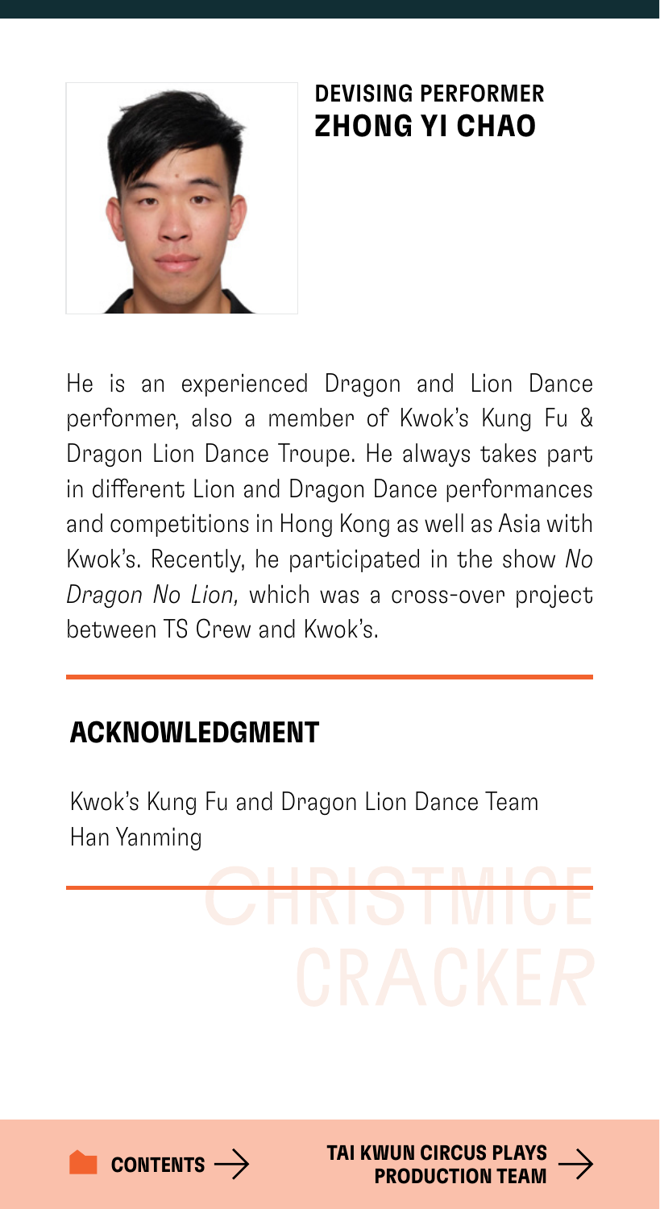## DEVISING PERFORMER
## ZHONG YI CHAO

He is an experienced Dragon and Lion Dance performer, also a member of Kwok's Kung Fu & Dragon Lion Dance Troupe. He always takes part in different Lion and Dragon Dance performances and competitions in Hong Kong as well as Asia with Kwok's. Recently, he participated in the show *No Dragon No Lion,* which was a cross-over project between TS Crew and Kwok's.

## ACKNOWLEDGMENT

Kwok's Kung Fu and Dragon Lion Dance Team
Han Yanming

CHRISTMICE CRACKER

CONTENTS →

TAI KWUN CIRCUS PLAYS PRODUCTION TEAM →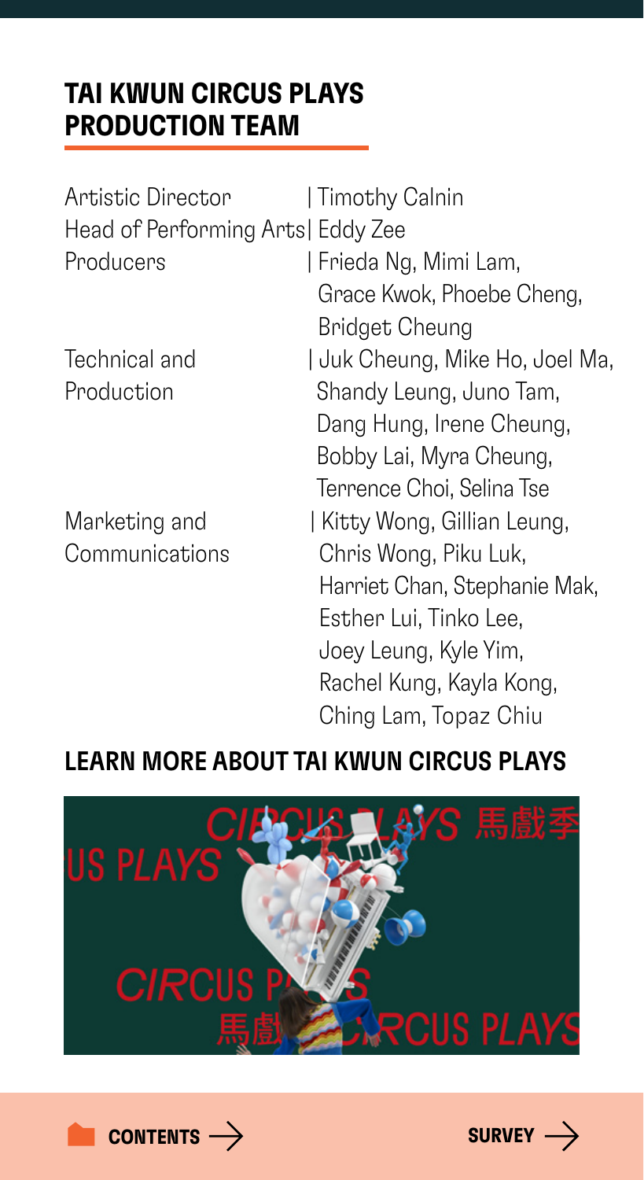## TAI KWUN CIRCUS PLAYS PRODUCTION TEAM

| | |
|---|---|
| Artistic Director | Timothy Calnin |
| Head of Performing Arts | Eddy Zee |
| Producers | Frieda Ng, Mimi Lam, Grace Kwok, Phoebe Cheng, Bridget Cheung |
| Technical and Production | Juk Cheung, Mike Ho, Joel Ma, Shandy Leung, Juno Tam, Dang Hung, Irene Cheung, Bobby Lai, Myra Cheung, Terrence Choi, Selina Tse |
| Marketing and Communications | Kitty Wong, Gillian Leung, Chris Wong, Piku Luk, Harriet Chan, Stephanie Mak, Esther Lui, Tinko Lee, Joey Leung, Kyle Yim, Rachel Kung, Kayla Kong, Ching Lam, Topaz Chiu |

## LEARN MORE ABOUT TAI KWUN CIRCUS PLAYS

CONTENTS →

SURVEY →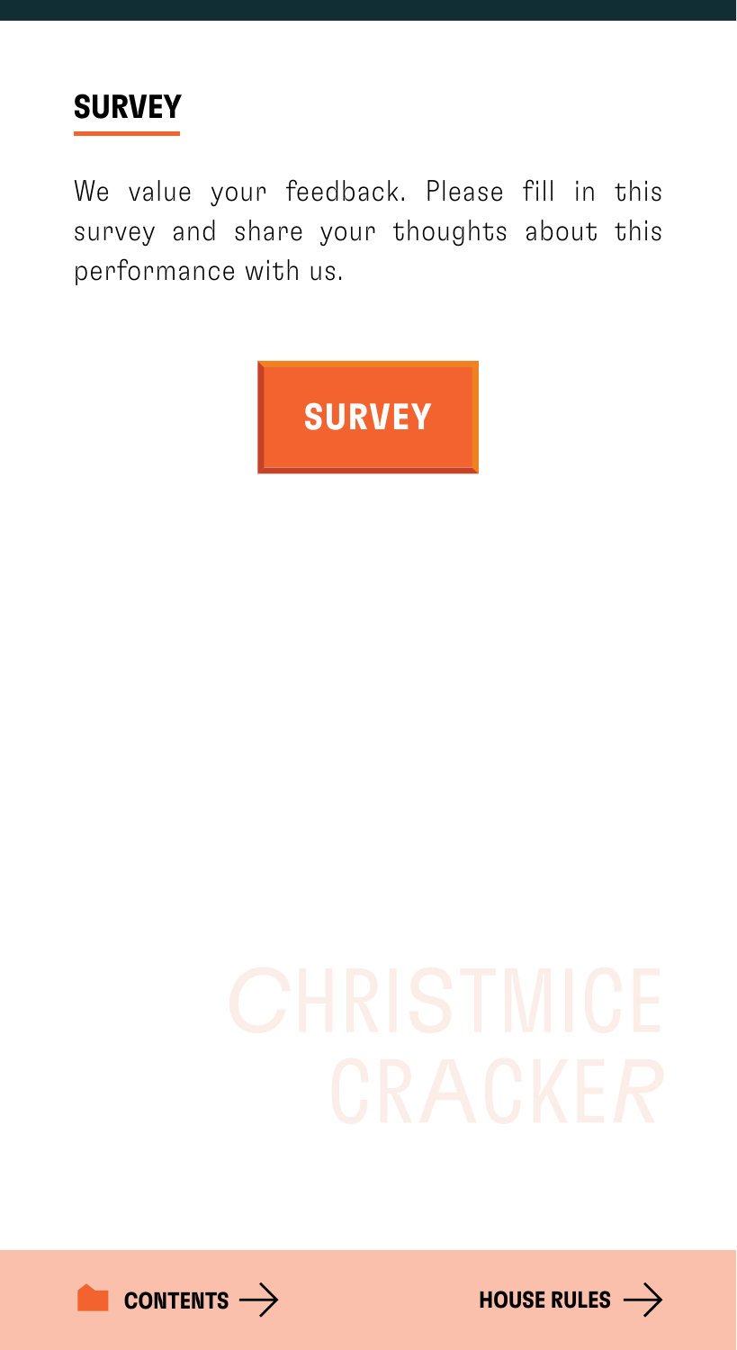## SURVEY

We value your feedback. Please fill in this survey and share your thoughts about this performance with us.

**SURVEY**

CHRISTMICE CRACKER

**CONTENTS →**

**HOUSE RULES →**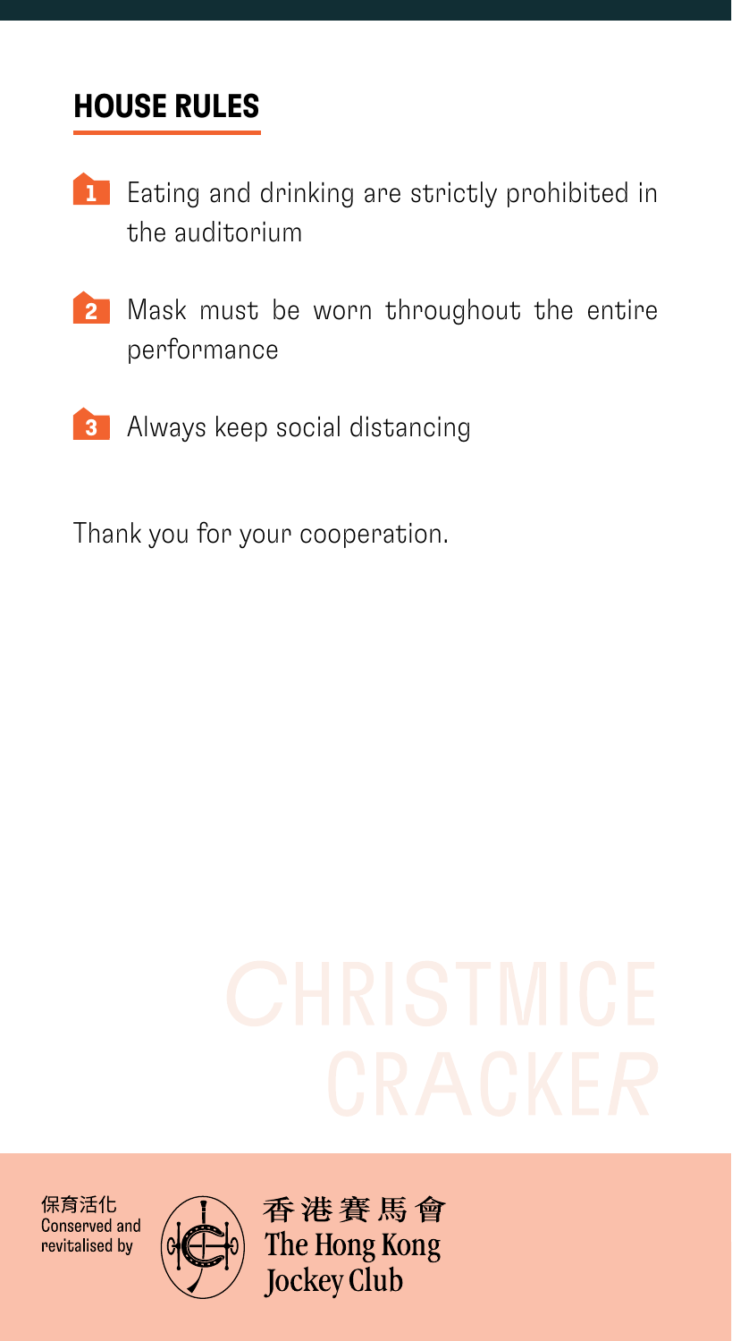## HOUSE RULES

1. Eating and drinking are strictly prohibited in the auditorium
2. Mask must be worn throughout the entire performance
3. Always keep social distancing

Thank you for your cooperation.

CHRISTMICE CRACKER

保育活化
Conserved and revitalised by

香港賽馬會
The Hong Kong Jockey Club